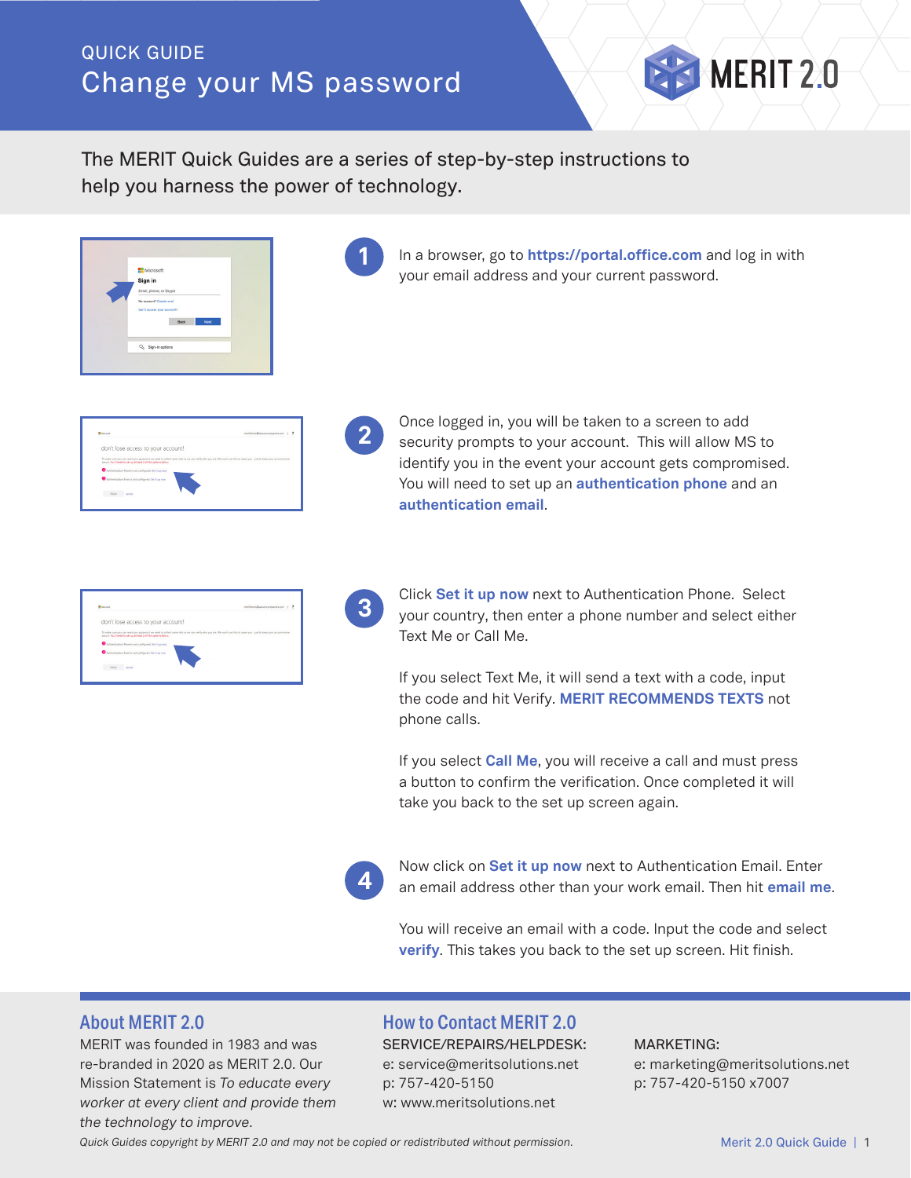QUICK GUIDE

# Change your MS password

The MERIT Quick Guides are a series of step-by-step instructions to help you harness the power of technology.

**1** In a browser, go to **https://portal.office.com** and log in with your email address and your current password.

**2** Once logged in, you will be taken to a screen to add security prompts to your account. This will allow MS to identify you in the event your account gets compromised. You will need to set up an **authentication phone** and an **authentication email**.

**3** Click **Set it up now** next to Authentication Phone. Select your country, then enter a phone number and select either Text Me or Call Me.

If you select Text Me, it will send a text with a code, input the code and hit Verify. **MERIT RECOMMENDS TEXTS** not phone calls.

If you select **Call Me**, you will receive a call and must press a button to confirm the verification. Once completed it will take you back to the set up screen again.

**4** Now click on **Set it up now** next to Authentication Email. Enter an email address other than your work email. Then hit **email me**.

You will receive an email with a code. Input the code and select **verify**. This takes you back to the set up screen. Hit finish.

## About MERIT 2.0

MERIT was founded in 1983 and was re-branded in 2020 as MERIT 2.0. Our Mission Statement is *To educate every worker at every client and provide them the technology to improve.*

## How to Contact MERIT 2.0

SERVICE/REPAIRS/HELPDESK:
e: service@meritsolutions.net
p: 757-420-5150
w: www.meritsolutions.net

MARKETING:
e: marketing@meritsolutions.net
p: 757-420-5150 x7007

*Quick Guides copyright by MERIT 2.0 and may not be copied or redistributed without permission.*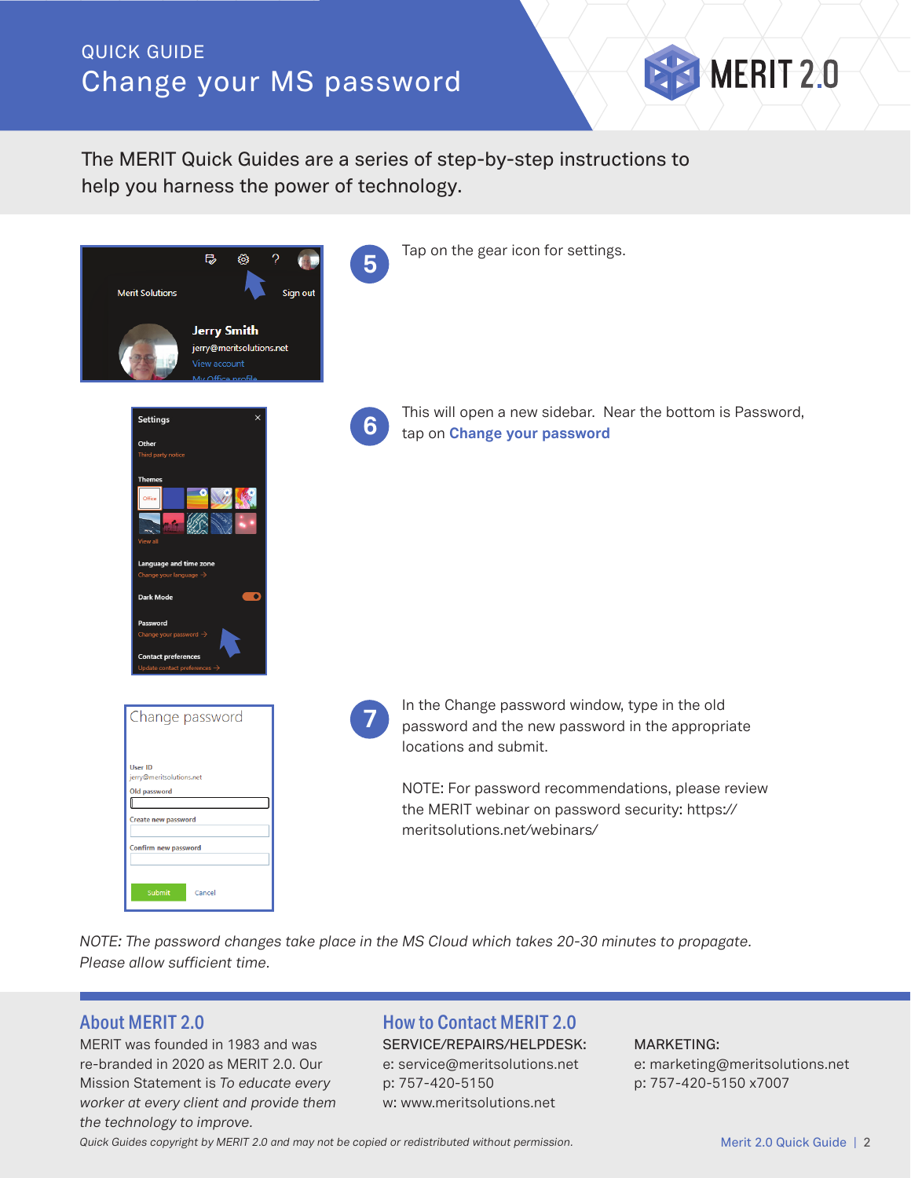QUICK GUIDE

# Change your MS password

MERIT 2.0

The MERIT Quick Guides are a series of step-by-step instructions to help you harness the power of technology.

**5** Tap on the gear icon for settings.

**6** This will open a new sidebar. Near the bottom is Password, tap on **Change your password**

**7** In the Change password window, type in the old password and the new password in the appropriate locations and submit.

NOTE: For password recommendations, please review the MERIT webinar on password security: https://meritsolutions.net/webinars/

*NOTE: The password changes take place in the MS Cloud which takes 20-30 minutes to propagate. Please allow sufficient time.*

## About MERIT 2.0

MERIT was founded in 1983 and was re-branded in 2020 as MERIT 2.0. Our Mission Statement is *To educate every worker at every client and provide them the technology to improve.*

## How to Contact MERIT 2.0

SERVICE/REPAIRS/HELPDESK:
e: service@meritsolutions.net
p: 757-420-5150
w: www.meritsolutions.net

MARKETING:
e: marketing@meritsolutions.net
p: 757-420-5150 x7007

*Quick Guides copyright by MERIT 2.0 and may not be copied or redistributed without permission.*